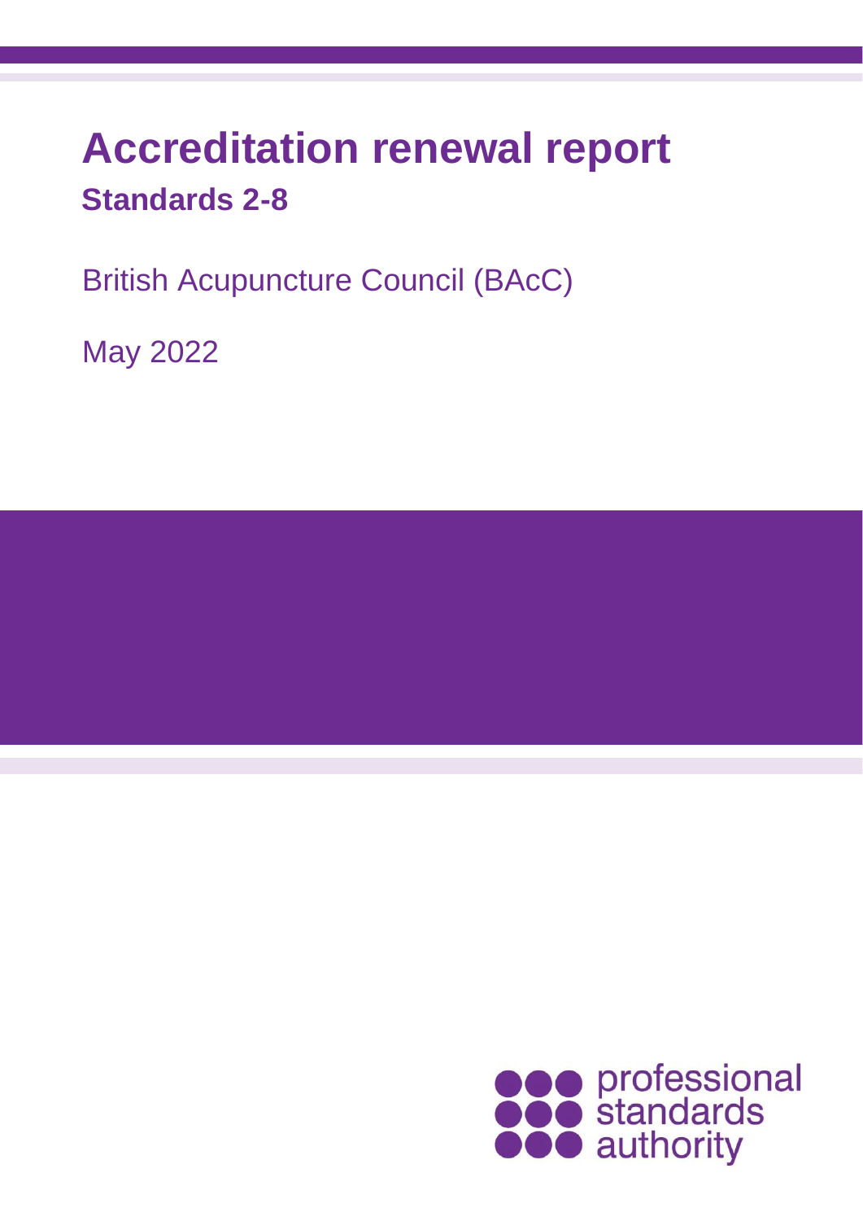# Accreditation renewal report

## Standards 2-8

British Acupuncture Council (BAcC)

May 2022

professional standards authority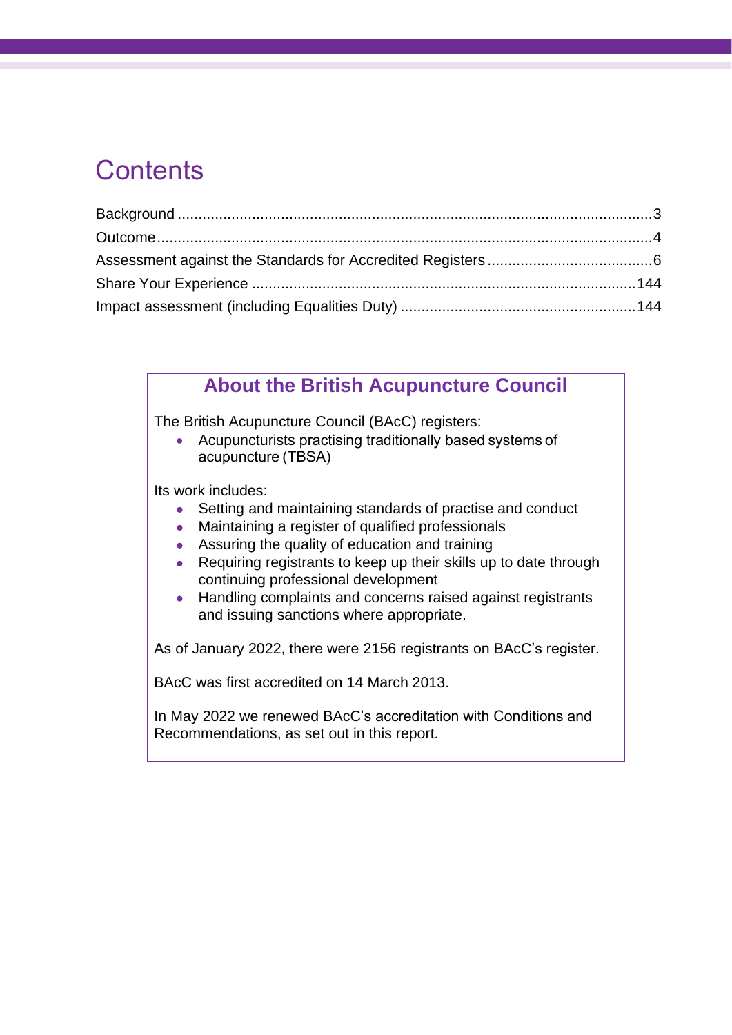# Contents

Background .................................................................................................3
Outcome.......................................................................................................4
Assessment against the Standards for Accredited Registers ........................................6
Share Your Experience .............................................................................144
Impact assessment (including Equalities Duty) .........................................................144

## About the British Acupuncture Council

The British Acupuncture Council (BAcC) registers:

- Acupuncturists practising traditionally based systems of acupuncture (TBSA)

Its work includes:

- Setting and maintaining standards of practise and conduct
- Maintaining a register of qualified professionals
- Assuring the quality of education and training
- Requiring registrants to keep up their skills up to date through continuing professional development
- Handling complaints and concerns raised against registrants and issuing sanctions where appropriate.

As of January 2022, there were 2156 registrants on BAcC's register.

BAcC was first accredited on 14 March 2013.

In May 2022 we renewed BAcC's accreditation with Conditions and Recommendations, as set out in this report.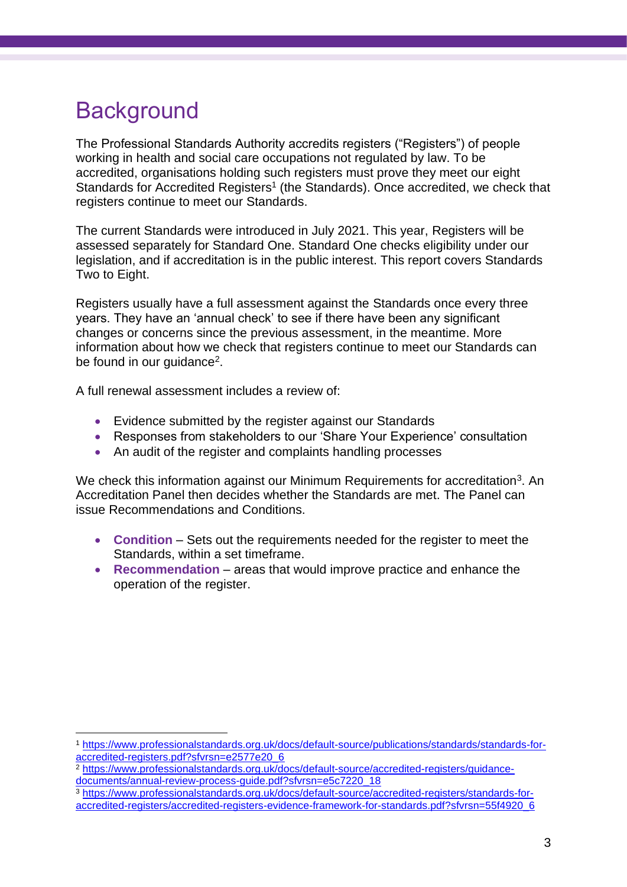# Background

The Professional Standards Authority accredits registers ("Registers") of people working in health and social care occupations not regulated by law. To be accredited, organisations holding such registers must prove they meet our eight Standards for Accredited Registers[1] (the Standards). Once accredited, we check that registers continue to meet our Standards.

The current Standards were introduced in July 2021. This year, Registers will be assessed separately for Standard One. Standard One checks eligibility under our legislation, and if accreditation is in the public interest. This report covers Standards Two to Eight.

Registers usually have a full assessment against the Standards once every three years. They have an 'annual check' to see if there have been any significant changes or concerns since the previous assessment, in the meantime. More information about how we check that registers continue to meet our Standards can be found in our guidance[2].

A full renewal assessment includes a review of:

- Evidence submitted by the register against our Standards
- Responses from stakeholders to our 'Share Your Experience' consultation
- An audit of the register and complaints handling processes

We check this information against our Minimum Requirements for accreditation[3]. An Accreditation Panel then decides whether the Standards are met. The Panel can issue Recommendations and Conditions.

- **Condition** – Sets out the requirements needed for the register to meet the Standards, within a set timeframe.
- **Recommendation** – areas that would improve practice and enhance the operation of the register.

---

[1] https://www.professionalstandards.org.uk/docs/default-source/publications/standards/standards-for-accredited-registers.pdf?sfvrsn=e2577e20_6

[2] https://www.professionalstandards.org.uk/docs/default-source/accredited-registers/guidance-documents/annual-review-process-guide.pdf?sfvrsn=e5c7220_18

[3] https://www.professionalstandards.org.uk/docs/default-source/accredited-registers/standards-for-accredited-registers/accredited-registers-evidence-framework-for-standards.pdf?sfvrsn=55f4920_6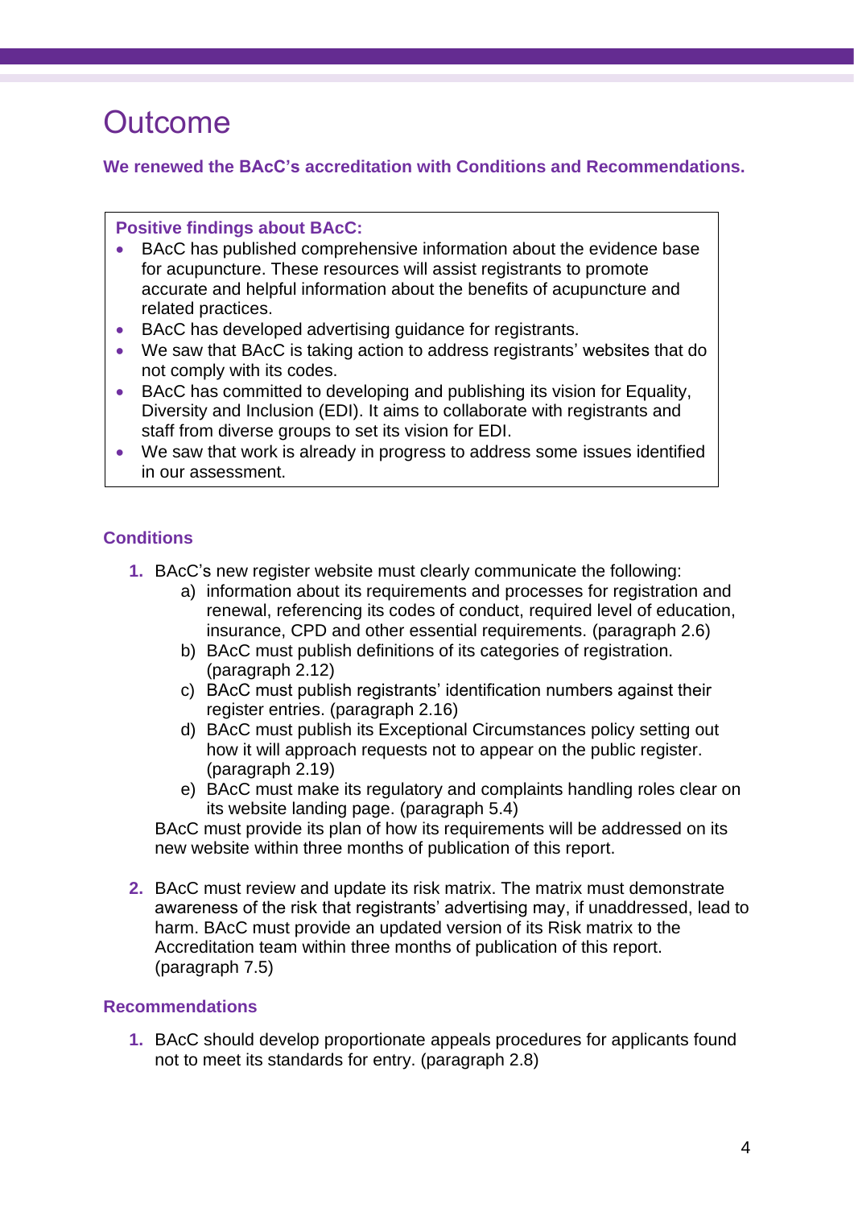# Outcome

**We renewed the BAcC's accreditation with Conditions and Recommendations.**

**Positive findings about BAcC:**

- BAcC has published comprehensive information about the evidence base for acupuncture. These resources will assist registrants to promote accurate and helpful information about the benefits of acupuncture and related practices.
- BAcC has developed advertising guidance for registrants.
- We saw that BAcC is taking action to address registrants' websites that do not comply with its codes.
- BAcC has committed to developing and publishing its vision for Equality, Diversity and Inclusion (EDI). It aims to collaborate with registrants and staff from diverse groups to set its vision for EDI.
- We saw that work is already in progress to address some issues identified in our assessment.

### Conditions

1. BAcC's new register website must clearly communicate the following:
   a) information about its requirements and processes for registration and renewal, referencing its codes of conduct, required level of education, insurance, CPD and other essential requirements. (paragraph 2.6)
   b) BAcC must publish definitions of its categories of registration. (paragraph 2.12)
   c) BAcC must publish registrants' identification numbers against their register entries. (paragraph 2.16)
   d) BAcC must publish its Exceptional Circumstances policy setting out how it will approach requests not to appear on the public register. (paragraph 2.19)
   e) BAcC must make its regulatory and complaints handling roles clear on its website landing page. (paragraph 5.4)

   BAcC must provide its plan of how its requirements will be addressed on its new website within three months of publication of this report.

2. BAcC must review and update its risk matrix. The matrix must demonstrate awareness of the risk that registrants' advertising may, if unaddressed, lead to harm. BAcC must provide an updated version of its Risk matrix to the Accreditation team within three months of publication of this report. (paragraph 7.5)

### Recommendations

1. BAcC should develop proportionate appeals procedures for applicants found not to meet its standards for entry. (paragraph 2.8)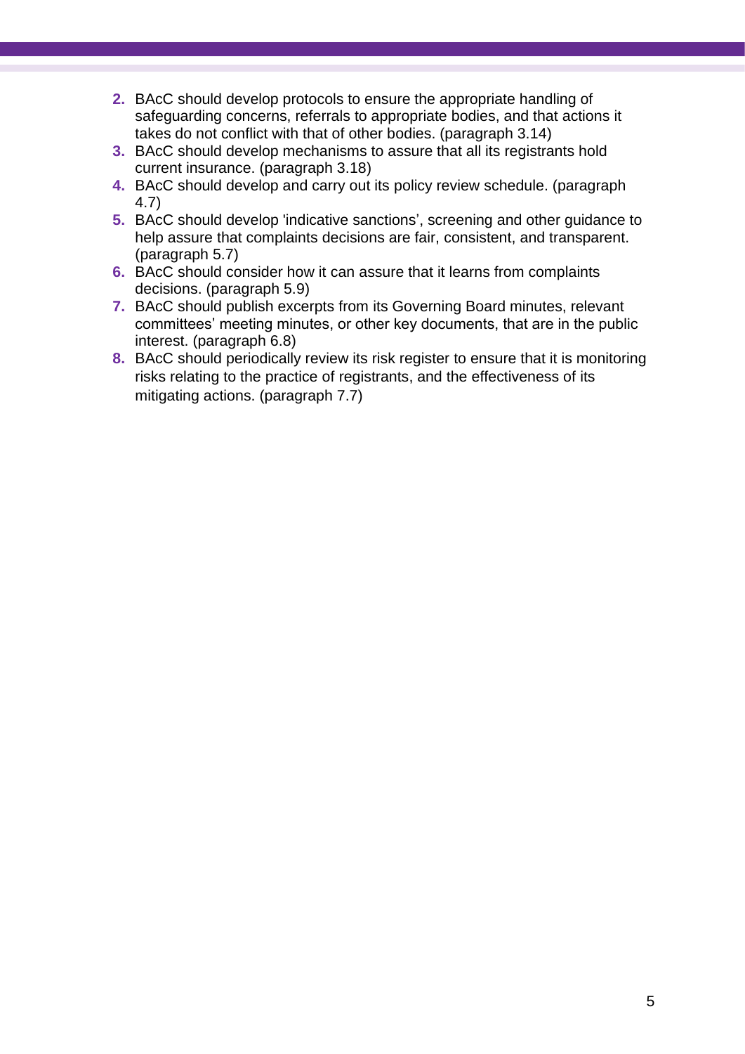2. BAcC should develop protocols to ensure the appropriate handling of safeguarding concerns, referrals to appropriate bodies, and that actions it takes do not conflict with that of other bodies. (paragraph 3.14)
3. BAcC should develop mechanisms to assure that all its registrants hold current insurance. (paragraph 3.18)
4. BAcC should develop and carry out its policy review schedule. (paragraph 4.7)
5. BAcC should develop 'indicative sanctions', screening and other guidance to help assure that complaints decisions are fair, consistent, and transparent. (paragraph 5.7)
6. BAcC should consider how it can assure that it learns from complaints decisions. (paragraph 5.9)
7. BAcC should publish excerpts from its Governing Board minutes, relevant committees' meeting minutes, or other key documents, that are in the public interest. (paragraph 6.8)
8. BAcC should periodically review its risk register to ensure that it is monitoring risks relating to the practice of registrants, and the effectiveness of its mitigating actions. (paragraph 7.7)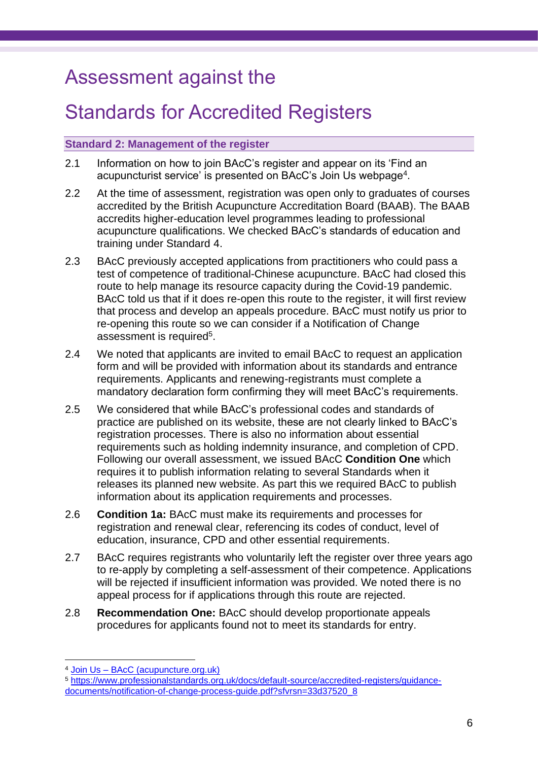# Assessment against the Standards for Accredited Registers

## Standard 2: Management of the register

2.1 Information on how to join BAcC's register and appear on its 'Find an acupuncturist service' is presented on BAcC's Join Us webpage[4].

2.2 At the time of assessment, registration was open only to graduates of courses accredited by the British Acupuncture Accreditation Board (BAAB). The BAAB accredits higher-education level programmes leading to professional acupuncture qualifications. We checked BAcC's standards of education and training under Standard 4.

2.3 BAcC previously accepted applications from practitioners who could pass a test of competence of traditional-Chinese acupuncture. BAcC had closed this route to help manage its resource capacity during the Covid-19 pandemic. BAcC told us that if it does re-open this route to the register, it will first review that process and develop an appeals procedure. BAcC must notify us prior to re-opening this route so we can consider if a Notification of Change assessment is required[5].

2.4 We noted that applicants are invited to email BAcC to request an application form and will be provided with information about its standards and entrance requirements. Applicants and renewing-registrants must complete a mandatory declaration form confirming they will meet BAcC's requirements.

2.5 We considered that while BAcC's professional codes and standards of practice are published on its website, these are not clearly linked to BAcC's registration processes. There is also no information about essential requirements such as holding indemnity insurance, and completion of CPD. Following our overall assessment, we issued BAcC **Condition One** which requires it to publish information relating to several Standards when it releases its planned new website. As part this we required BAcC to publish information about its application requirements and processes.

2.6 **Condition 1a:** BAcC must make its requirements and processes for registration and renewal clear, referencing its codes of conduct, level of education, insurance, CPD and other essential requirements.

2.7 BAcC requires registrants who voluntarily left the register over three years ago to re-apply by completing a self-assessment of their competence. Applications will be rejected if insufficient information was provided. We noted there is no appeal process for if applications through this route are rejected.

2.8 **Recommendation One:** BAcC should develop proportionate appeals procedures for applicants found not to meet its standards for entry.

---

[4] Join Us – BAcC (acupuncture.org.uk)

[5] https://www.professionalstandards.org.uk/docs/default-source/accredited-registers/guidance-documents/notification-of-change-process-guide.pdf?sfvrsn=33d37520_8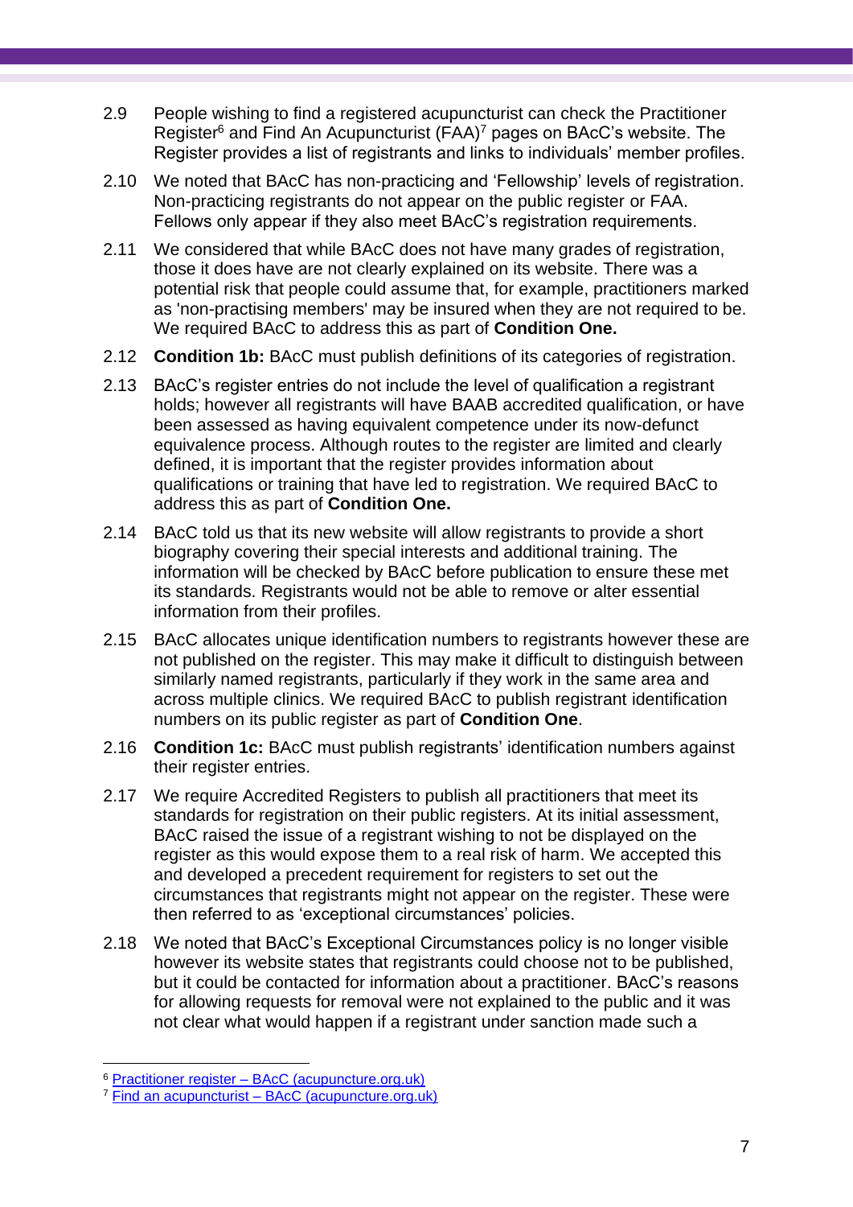2.9 People wishing to find a registered acupuncturist can check the Practitioner Register[6] and Find An Acupuncturist (FAA)[7] pages on BAcC's website. The Register provides a list of registrants and links to individuals' member profiles.

2.10 We noted that BAcC has non-practicing and 'Fellowship' levels of registration. Non-practicing registrants do not appear on the public register or FAA. Fellows only appear if they also meet BAcC's registration requirements.

2.11 We considered that while BAcC does not have many grades of registration, those it does have are not clearly explained on its website. There was a potential risk that people could assume that, for example, practitioners marked as 'non-practising members' may be insured when they are not required to be. We required BAcC to address this as part of **Condition One.**

2.12 **Condition 1b:** BAcC must publish definitions of its categories of registration.

2.13 BAcC's register entries do not include the level of qualification a registrant holds; however all registrants will have BAAB accredited qualification, or have been assessed as having equivalent competence under its now-defunct equivalence process. Although routes to the register are limited and clearly defined, it is important that the register provides information about qualifications or training that have led to registration. We required BAcC to address this as part of **Condition One.**

2.14 BAcC told us that its new website will allow registrants to provide a short biography covering their special interests and additional training. The information will be checked by BAcC before publication to ensure these met its standards. Registrants would not be able to remove or alter essential information from their profiles.

2.15 BAcC allocates unique identification numbers to registrants however these are not published on the register. This may make it difficult to distinguish between similarly named registrants, particularly if they work in the same area and across multiple clinics. We required BAcC to publish registrant identification numbers on its public register as part of **Condition One**.

2.16 **Condition 1c:** BAcC must publish registrants' identification numbers against their register entries.

2.17 We require Accredited Registers to publish all practitioners that meet its standards for registration on their public registers. At its initial assessment, BAcC raised the issue of a registrant wishing to not be displayed on the register as this would expose them to a real risk of harm. We accepted this and developed a precedent requirement for registers to set out the circumstances that registrants might not appear on the register. These were then referred to as 'exceptional circumstances' policies.

2.18 We noted that BAcC's Exceptional Circumstances policy is no longer visible however its website states that registrants could choose not to be published, but it could be contacted for information about a practitioner. BAcC's reasons for allowing requests for removal were not explained to the public and it was not clear what would happen if a registrant under sanction made such a

---

[6] Practitioner register – BAcC (acupuncture.org.uk)

[7] Find an acupuncturist – BAcC (acupuncture.org.uk)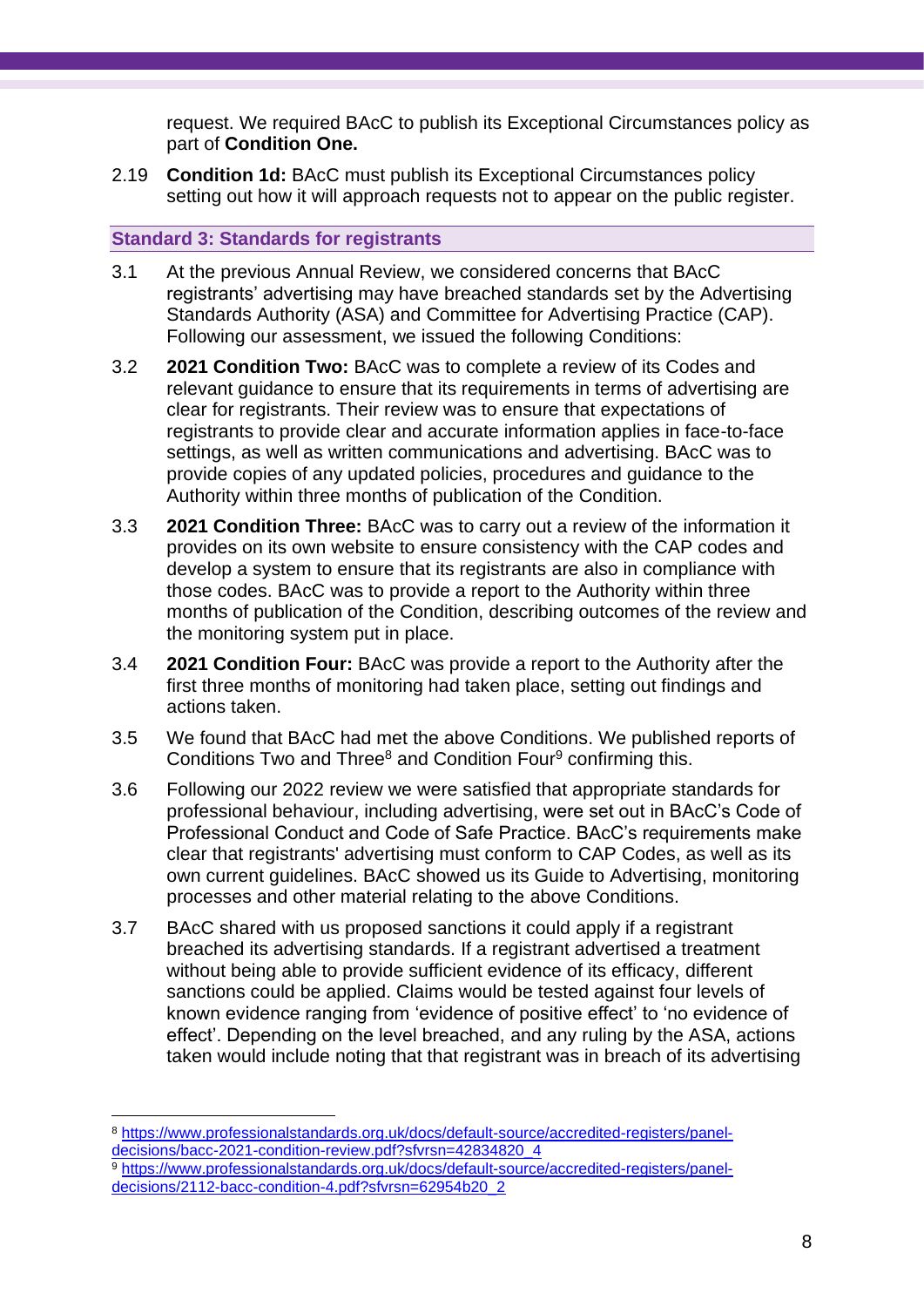request. We required BAcC to publish its Exceptional Circumstances policy as part of **Condition One.**

2.19 **Condition 1d:** BAcC must publish its Exceptional Circumstances policy setting out how it will approach requests not to appear on the public register.

### Standard 3: Standards for registrants

3.1 At the previous Annual Review, we considered concerns that BAcC registrants' advertising may have breached standards set by the Advertising Standards Authority (ASA) and Committee for Advertising Practice (CAP). Following our assessment, we issued the following Conditions:

3.2 **2021 Condition Two:** BAcC was to complete a review of its Codes and relevant guidance to ensure that its requirements in terms of advertising are clear for registrants. Their review was to ensure that expectations of registrants to provide clear and accurate information applies in face-to-face settings, as well as written communications and advertising. BAcC was to provide copies of any updated policies, procedures and guidance to the Authority within three months of publication of the Condition.

3.3 **2021 Condition Three:** BAcC was to carry out a review of the information it provides on its own website to ensure consistency with the CAP codes and develop a system to ensure that its registrants are also in compliance with those codes. BAcC was to provide a report to the Authority within three months of publication of the Condition, describing outcomes of the review and the monitoring system put in place.

3.4 **2021 Condition Four:** BAcC was provide a report to the Authority after the first three months of monitoring had taken place, setting out findings and actions taken.

3.5 We found that BAcC had met the above Conditions. We published reports of Conditions Two and Three[8] and Condition Four[9] confirming this.

3.6 Following our 2022 review we were satisfied that appropriate standards for professional behaviour, including advertising, were set out in BAcC's Code of Professional Conduct and Code of Safe Practice. BAcC's requirements make clear that registrants' advertising must conform to CAP Codes, as well as its own current guidelines. BAcC showed us its Guide to Advertising, monitoring processes and other material relating to the above Conditions.

3.7 BAcC shared with us proposed sanctions it could apply if a registrant breached its advertising standards. If a registrant advertised a treatment without being able to provide sufficient evidence of its efficacy, different sanctions could be applied. Claims would be tested against four levels of known evidence ranging from 'evidence of positive effect' to 'no evidence of effect'. Depending on the level breached, and any ruling by the ASA, actions taken would include noting that that registrant was in breach of its advertising

---

[8] https://www.professionalstandards.org.uk/docs/default-source/accredited-registers/panel-decisions/bacc-2021-condition-review.pdf?sfvrsn=42834820_4

[9] https://www.professionalstandards.org.uk/docs/default-source/accredited-registers/panel-decisions/2112-bacc-condition-4.pdf?sfvrsn=62954b20_2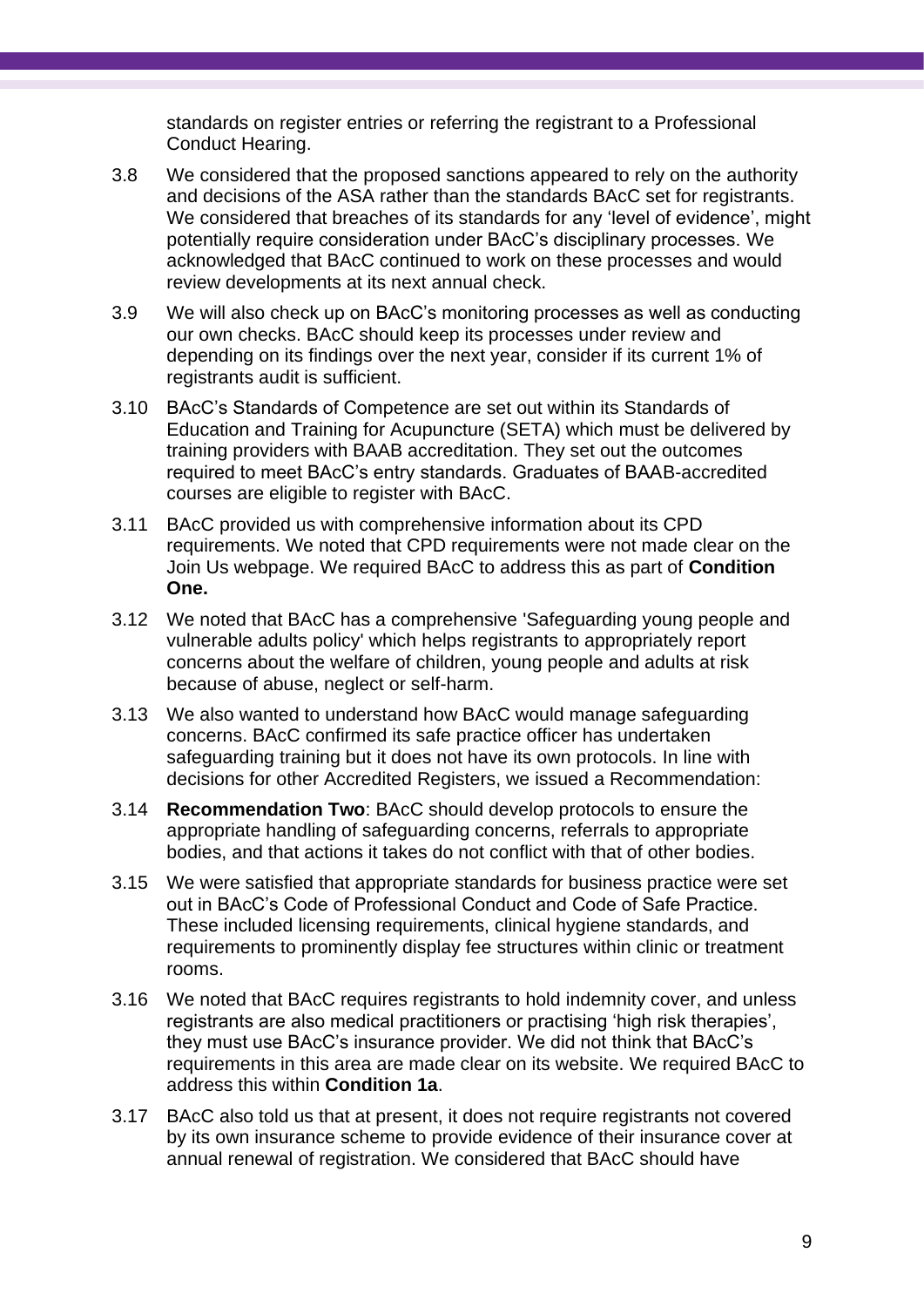standards on register entries or referring the registrant to a Professional Conduct Hearing.

3.8 We considered that the proposed sanctions appeared to rely on the authority and decisions of the ASA rather than the standards BAcC set for registrants. We considered that breaches of its standards for any 'level of evidence', might potentially require consideration under BAcC's disciplinary processes. We acknowledged that BAcC continued to work on these processes and would review developments at its next annual check.

3.9 We will also check up on BAcC's monitoring processes as well as conducting our own checks. BAcC should keep its processes under review and depending on its findings over the next year, consider if its current 1% of registrants audit is sufficient.

3.10 BAcC's Standards of Competence are set out within its Standards of Education and Training for Acupuncture (SETA) which must be delivered by training providers with BAAB accreditation. They set out the outcomes required to meet BAcC's entry standards. Graduates of BAAB-accredited courses are eligible to register with BAcC.

3.11 BAcC provided us with comprehensive information about its CPD requirements. We noted that CPD requirements were not made clear on the Join Us webpage. We required BAcC to address this as part of **Condition One.**

3.12 We noted that BAcC has a comprehensive 'Safeguarding young people and vulnerable adults policy' which helps registrants to appropriately report concerns about the welfare of children, young people and adults at risk because of abuse, neglect or self-harm.

3.13 We also wanted to understand how BAcC would manage safeguarding concerns. BAcC confirmed its safe practice officer has undertaken safeguarding training but it does not have its own protocols. In line with decisions for other Accredited Registers, we issued a Recommendation:

3.14 **Recommendation Two**: BAcC should develop protocols to ensure the appropriate handling of safeguarding concerns, referrals to appropriate bodies, and that actions it takes do not conflict with that of other bodies.

3.15 We were satisfied that appropriate standards for business practice were set out in BAcC's Code of Professional Conduct and Code of Safe Practice. These included licensing requirements, clinical hygiene standards, and requirements to prominently display fee structures within clinic or treatment rooms.

3.16 We noted that BAcC requires registrants to hold indemnity cover, and unless registrants are also medical practitioners or practising 'high risk therapies', they must use BAcC's insurance provider. We did not think that BAcC's requirements in this area are made clear on its website. We required BAcC to address this within **Condition 1a**.

3.17 BAcC also told us that at present, it does not require registrants not covered by its own insurance scheme to provide evidence of their insurance cover at annual renewal of registration. We considered that BAcC should have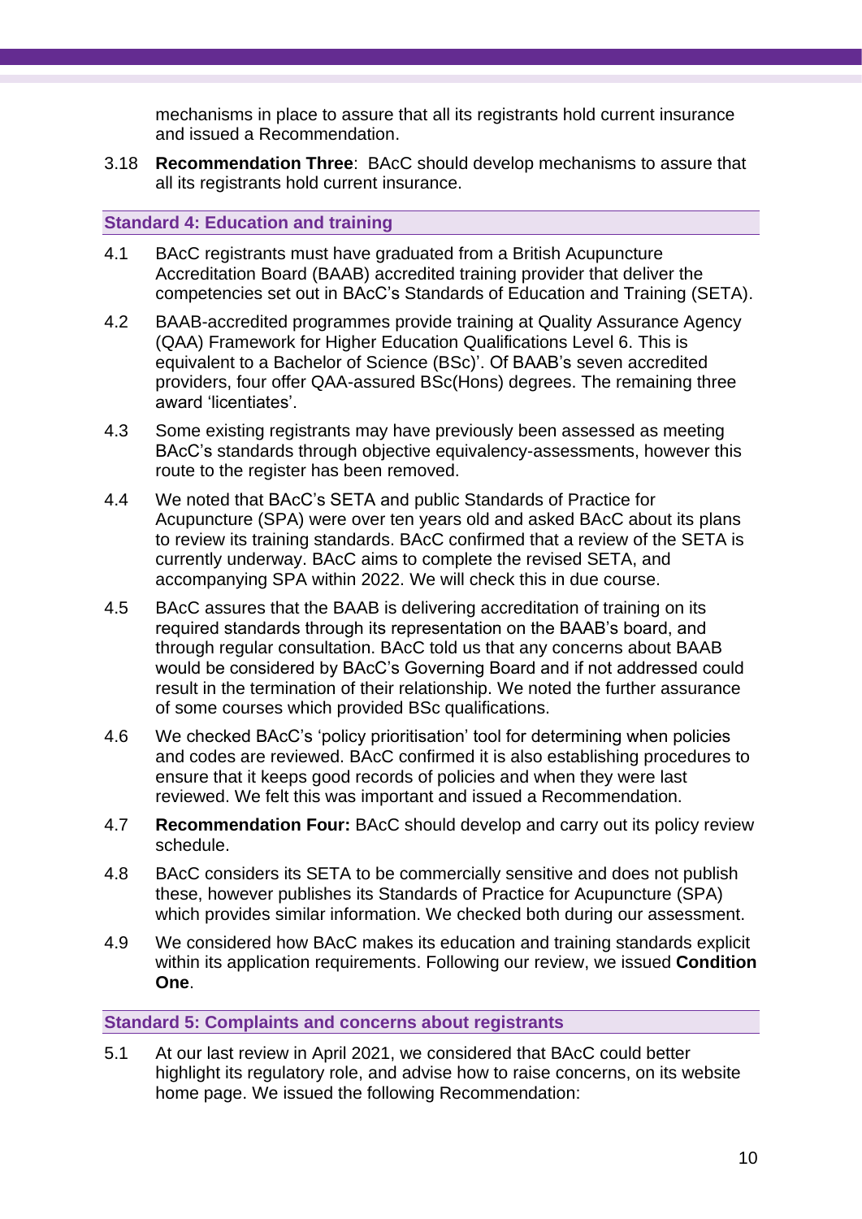mechanisms in place to assure that all its registrants hold current insurance and issued a Recommendation.

3.18 **Recommendation Three**: BAcC should develop mechanisms to assure that all its registrants hold current insurance.

## Standard 4: Education and training

4.1 BAcC registrants must have graduated from a British Acupuncture Accreditation Board (BAAB) accredited training provider that deliver the competencies set out in BAcC's Standards of Education and Training (SETA).

4.2 BAAB-accredited programmes provide training at Quality Assurance Agency (QAA) Framework for Higher Education Qualifications Level 6. This is equivalent to a Bachelor of Science (BSc)'. Of BAAB's seven accredited providers, four offer QAA-assured BSc(Hons) degrees. The remaining three award 'licentiates'.

4.3 Some existing registrants may have previously been assessed as meeting BAcC's standards through objective equivalency-assessments, however this route to the register has been removed.

4.4 We noted that BAcC's SETA and public Standards of Practice for Acupuncture (SPA) were over ten years old and asked BAcC about its plans to review its training standards. BAcC confirmed that a review of the SETA is currently underway. BAcC aims to complete the revised SETA, and accompanying SPA within 2022. We will check this in due course.

4.5 BAcC assures that the BAAB is delivering accreditation of training on its required standards through its representation on the BAAB's board, and through regular consultation. BAcC told us that any concerns about BAAB would be considered by BAcC's Governing Board and if not addressed could result in the termination of their relationship. We noted the further assurance of some courses which provided BSc qualifications.

4.6 We checked BAcC's 'policy prioritisation' tool for determining when policies and codes are reviewed. BAcC confirmed it is also establishing procedures to ensure that it keeps good records of policies and when they were last reviewed. We felt this was important and issued a Recommendation.

4.7 **Recommendation Four:** BAcC should develop and carry out its policy review schedule.

4.8 BAcC considers its SETA to be commercially sensitive and does not publish these, however publishes its Standards of Practice for Acupuncture (SPA) which provides similar information. We checked both during our assessment.

4.9 We considered how BAcC makes its education and training standards explicit within its application requirements. Following our review, we issued **Condition One**.

## Standard 5: Complaints and concerns about registrants

5.1 At our last review in April 2021, we considered that BAcC could better highlight its regulatory role, and advise how to raise concerns, on its website home page. We issued the following Recommendation: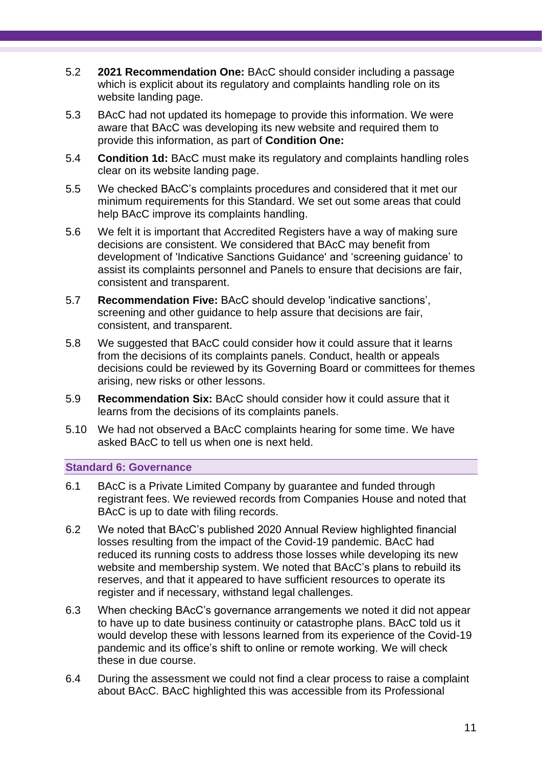5.2 **2021 Recommendation One:** BAcC should consider including a passage which is explicit about its regulatory and complaints handling role on its website landing page.

5.3 BAcC had not updated its homepage to provide this information. We were aware that BAcC was developing its new website and required them to provide this information, as part of **Condition One:**

5.4 **Condition 1d:** BAcC must make its regulatory and complaints handling roles clear on its website landing page.

5.5 We checked BAcC's complaints procedures and considered that it met our minimum requirements for this Standard. We set out some areas that could help BAcC improve its complaints handling.

5.6 We felt it is important that Accredited Registers have a way of making sure decisions are consistent. We considered that BAcC may benefit from development of 'Indicative Sanctions Guidance' and 'screening guidance' to assist its complaints personnel and Panels to ensure that decisions are fair, consistent and transparent.

5.7 **Recommendation Five:** BAcC should develop 'indicative sanctions', screening and other guidance to help assure that decisions are fair, consistent, and transparent.

5.8 We suggested that BAcC could consider how it could assure that it learns from the decisions of its complaints panels. Conduct, health or appeals decisions could be reviewed by its Governing Board or committees for themes arising, new risks or other lessons.

5.9 **Recommendation Six:** BAcC should consider how it could assure that it learns from the decisions of its complaints panels.

5.10 We had not observed a BAcC complaints hearing for some time. We have asked BAcC to tell us when one is next held.

### Standard 6: Governance

6.1 BAcC is a Private Limited Company by guarantee and funded through registrant fees. We reviewed records from Companies House and noted that BAcC is up to date with filing records.

6.2 We noted that BAcC's published 2020 Annual Review highlighted financial losses resulting from the impact of the Covid-19 pandemic. BAcC had reduced its running costs to address those losses while developing its new website and membership system. We noted that BAcC's plans to rebuild its reserves, and that it appeared to have sufficient resources to operate its register and if necessary, withstand legal challenges.

6.3 When checking BAcC's governance arrangements we noted it did not appear to have up to date business continuity or catastrophe plans. BAcC told us it would develop these with lessons learned from its experience of the Covid-19 pandemic and its office's shift to online or remote working. We will check these in due course.

6.4 During the assessment we could not find a clear process to raise a complaint about BAcC. BAcC highlighted this was accessible from its Professional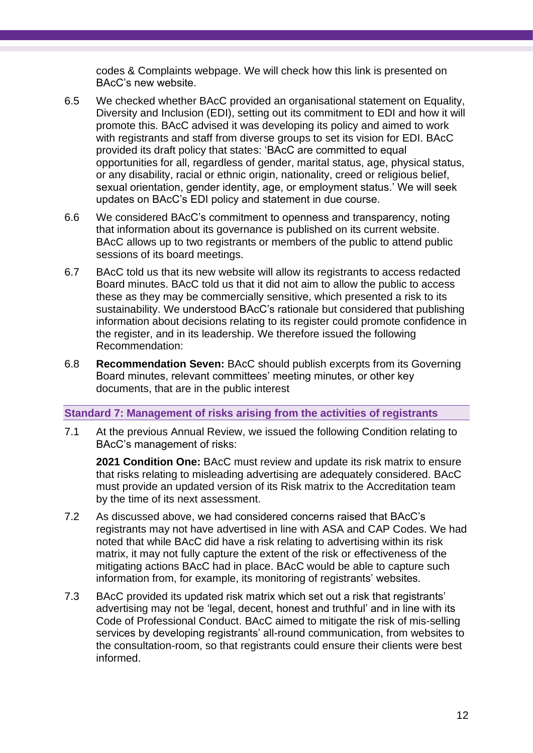codes & Complaints webpage. We will check how this link is presented on BAcC's new website.

6.5 We checked whether BAcC provided an organisational statement on Equality, Diversity and Inclusion (EDI), setting out its commitment to EDI and how it will promote this. BAcC advised it was developing its policy and aimed to work with registrants and staff from diverse groups to set its vision for EDI. BAcC provided its draft policy that states: 'BAcC are committed to equal opportunities for all, regardless of gender, marital status, age, physical status, or any disability, racial or ethnic origin, nationality, creed or religious belief, sexual orientation, gender identity, age, or employment status.' We will seek updates on BAcC's EDI policy and statement in due course.

6.6 We considered BAcC's commitment to openness and transparency, noting that information about its governance is published on its current website. BAcC allows up to two registrants or members of the public to attend public sessions of its board meetings.

6.7 BAcC told us that its new website will allow its registrants to access redacted Board minutes. BAcC told us that it did not aim to allow the public to access these as they may be commercially sensitive, which presented a risk to its sustainability. We understood BAcC's rationale but considered that publishing information about decisions relating to its register could promote confidence in the register, and in its leadership. We therefore issued the following Recommendation:

6.8 **Recommendation Seven:** BAcC should publish excerpts from its Governing Board minutes, relevant committees' meeting minutes, or other key documents, that are in the public interest

### Standard 7: Management of risks arising from the activities of registrants

7.1 At the previous Annual Review, we issued the following Condition relating to BAcC's management of risks:

**2021 Condition One:** BAcC must review and update its risk matrix to ensure that risks relating to misleading advertising are adequately considered. BAcC must provide an updated version of its Risk matrix to the Accreditation team by the time of its next assessment.

7.2 As discussed above, we had considered concerns raised that BAcC's registrants may not have advertised in line with ASA and CAP Codes. We had noted that while BAcC did have a risk relating to advertising within its risk matrix, it may not fully capture the extent of the risk or effectiveness of the mitigating actions BAcC had in place. BAcC would be able to capture such information from, for example, its monitoring of registrants' websites.

7.3 BAcC provided its updated risk matrix which set out a risk that registrants' advertising may not be 'legal, decent, honest and truthful' and in line with its Code of Professional Conduct. BAcC aimed to mitigate the risk of mis-selling services by developing registrants' all-round communication, from websites to the consultation-room, so that registrants could ensure their clients were best informed.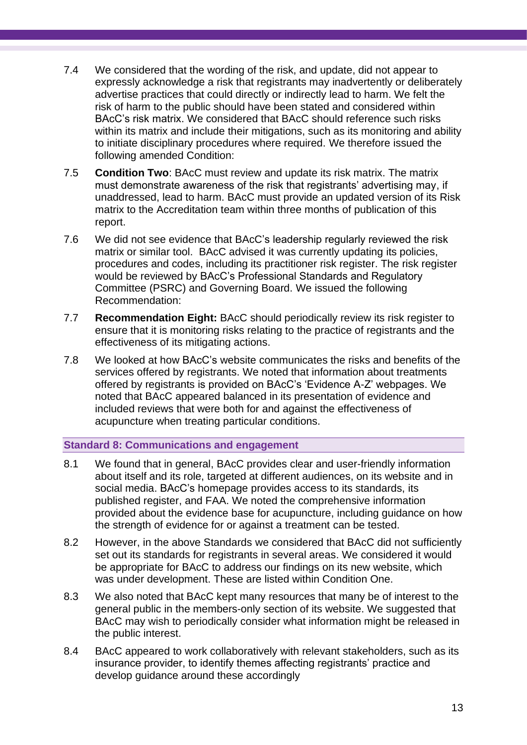7.4 We considered that the wording of the risk, and update, did not appear to expressly acknowledge a risk that registrants may inadvertently or deliberately advertise practices that could directly or indirectly lead to harm. We felt the risk of harm to the public should have been stated and considered within BAcC's risk matrix. We considered that BAcC should reference such risks within its matrix and include their mitigations, such as its monitoring and ability to initiate disciplinary procedures where required. We therefore issued the following amended Condition:

7.5 **Condition Two**: BAcC must review and update its risk matrix. The matrix must demonstrate awareness of the risk that registrants' advertising may, if unaddressed, lead to harm. BAcC must provide an updated version of its Risk matrix to the Accreditation team within three months of publication of this report.

7.6 We did not see evidence that BAcC's leadership regularly reviewed the risk matrix or similar tool. BAcC advised it was currently updating its policies, procedures and codes, including its practitioner risk register. The risk register would be reviewed by BAcC's Professional Standards and Regulatory Committee (PSRC) and Governing Board. We issued the following Recommendation:

7.7 **Recommendation Eight:** BAcC should periodically review its risk register to ensure that it is monitoring risks relating to the practice of registrants and the effectiveness of its mitigating actions.

7.8 We looked at how BAcC's website communicates the risks and benefits of the services offered by registrants. We noted that information about treatments offered by registrants is provided on BAcC's 'Evidence A-Z' webpages. We noted that BAcC appeared balanced in its presentation of evidence and included reviews that were both for and against the effectiveness of acupuncture when treating particular conditions.

### Standard 8: Communications and engagement

8.1 We found that in general, BAcC provides clear and user-friendly information about itself and its role, targeted at different audiences, on its website and in social media. BAcC's homepage provides access to its standards, its published register, and FAA. We noted the comprehensive information provided about the evidence base for acupuncture, including guidance on how the strength of evidence for or against a treatment can be tested.

8.2 However, in the above Standards we considered that BAcC did not sufficiently set out its standards for registrants in several areas. We considered it would be appropriate for BAcC to address our findings on its new website, which was under development. These are listed within Condition One.

8.3 We also noted that BAcC kept many resources that many be of interest to the general public in the members-only section of its website. We suggested that BAcC may wish to periodically consider what information might be released in the public interest.

8.4 BAcC appeared to work collaboratively with relevant stakeholders, such as its insurance provider, to identify themes affecting registrants' practice and develop guidance around these accordingly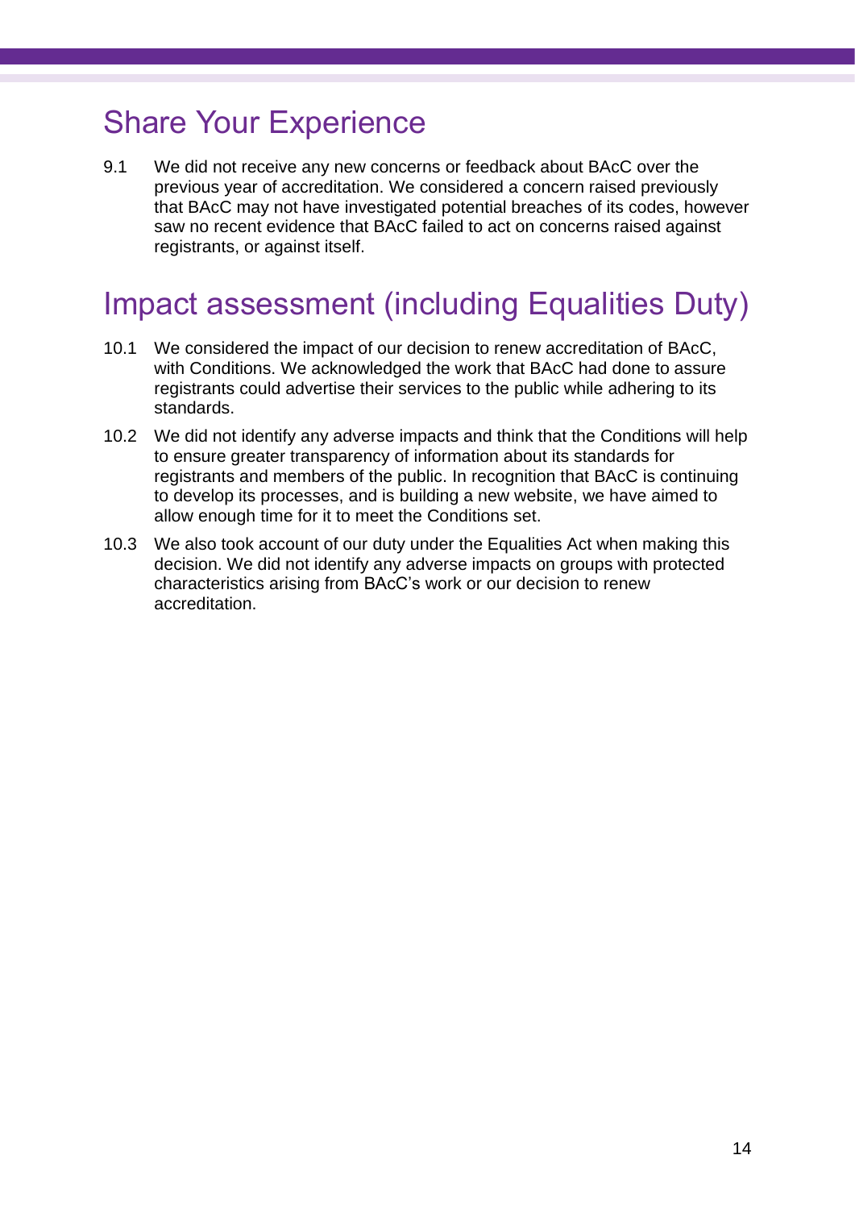## Share Your Experience

9.1 We did not receive any new concerns or feedback about BAcC over the previous year of accreditation. We considered a concern raised previously that BAcC may not have investigated potential breaches of its codes, however saw no recent evidence that BAcC failed to act on concerns raised against registrants, or against itself.

## Impact assessment (including Equalities Duty)

10.1 We considered the impact of our decision to renew accreditation of BAcC, with Conditions. We acknowledged the work that BAcC had done to assure registrants could advertise their services to the public while adhering to its standards.

10.2 We did not identify any adverse impacts and think that the Conditions will help to ensure greater transparency of information about its standards for registrants and members of the public. In recognition that BAcC is continuing to develop its processes, and is building a new website, we have aimed to allow enough time for it to meet the Conditions set.

10.3 We also took account of our duty under the Equalities Act when making this decision. We did not identify any adverse impacts on groups with protected characteristics arising from BAcC's work or our decision to renew accreditation.